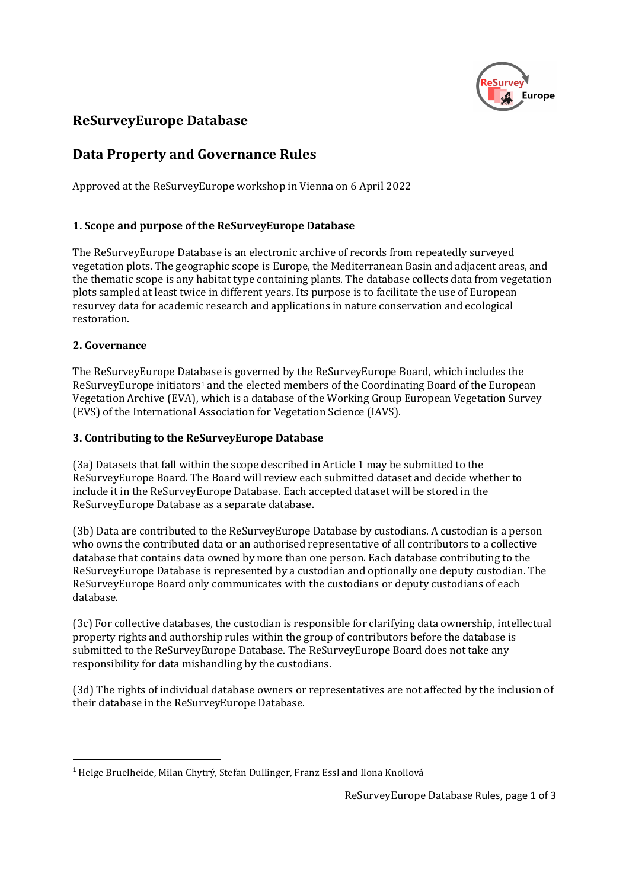# ReSurveyEurope Database

# Data Property and Governance Rules

Approved at the ReSurveyEurope workshop in Vienna on 6 April 2022

### 1. Scope and purpose of the ReSurveyEurope Database

The ReSurveyEurope Database is an electronic archive of records from repeatedly surveyed vegetation plots. The geographic scope is Europe, the Mediterranean Basin and adjacent areas, and the thematic scope is any habitat type containing plants. The database collects data from vegetation plots sampled at least twice in different years. Its purpose is to facilitate the use of European resurvey data for academic research and applications in nature conservation and ecological restoration.

### 2. Governance

The ReSurveyEurope Database is governed by the ReSurveyEurope Board, which includes the ReSurveyEurope initiators[1] and the elected members of the Coordinating Board of the European Vegetation Archive (EVA), which is a database of the Working Group European Vegetation Survey (EVS) of the International Association for Vegetation Science (IAVS).

### 3. Contributing to the ReSurveyEurope Database

(3a) Datasets that fall within the scope described in Article 1 may be submitted to the ReSurveyEurope Board. The Board will review each submitted dataset and decide whether to include it in the ReSurveyEurope Database. Each accepted dataset will be stored in the ReSurveyEurope Database as a separate database.

(3b) Data are contributed to the ReSurveyEurope Database by custodians. A custodian is a person who owns the contributed data or an authorised representative of all contributors to a collective database that contains data owned by more than one person. Each database contributing to the ReSurveyEurope Database is represented by a custodian and optionally one deputy custodian. The ReSurveyEurope Board only communicates with the custodians or deputy custodians of each database.

(3c) For collective databases, the custodian is responsible for clarifying data ownership, intellectual property rights and authorship rules within the group of contributors before the database is submitted to the ReSurveyEurope Database. The ReSurveyEurope Board does not take any responsibility for data mishandling by the custodians.

(3d) The rights of individual database owners or representatives are not affected by the inclusion of their database in the ReSurveyEurope Database.

---

[1] Helge Bruelheide, Milan Chytrý, Stefan Dullinger, Franz Essl and Ilona Knollová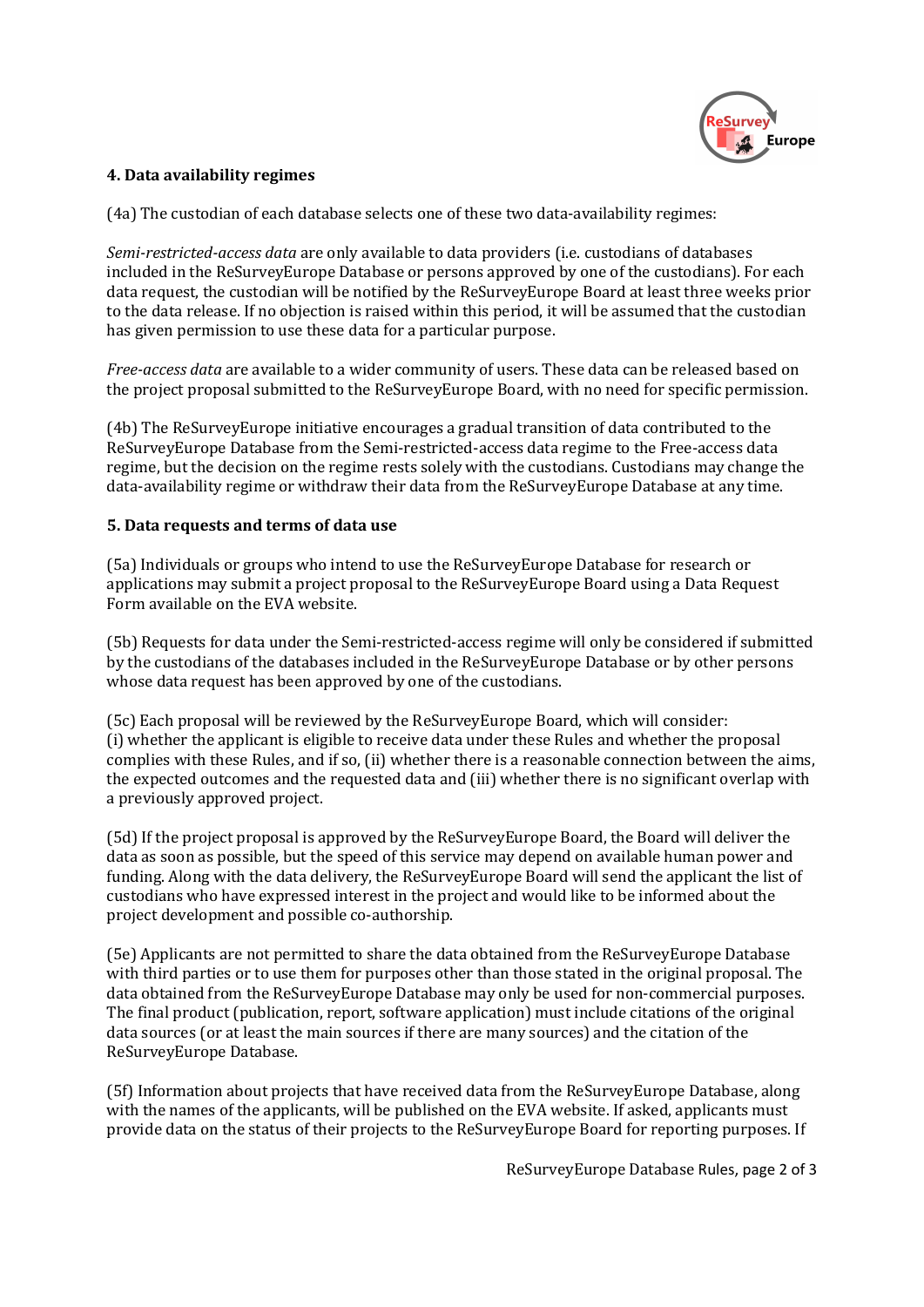### 4. Data availability regimes

(4a) The custodian of each database selects one of these two data-availability regimes:

*Semi-restricted-access data* are only available to data providers (i.e. custodians of databases included in the ReSurveyEurope Database or persons approved by one of the custodians). For each data request, the custodian will be notified by the ReSurveyEurope Board at least three weeks prior to the data release. If no objection is raised within this period, it will be assumed that the custodian has given permission to use these data for a particular purpose.

*Free-access data* are available to a wider community of users. These data can be released based on the project proposal submitted to the ReSurveyEurope Board, with no need for specific permission.

(4b) The ReSurveyEurope initiative encourages a gradual transition of data contributed to the ReSurveyEurope Database from the Semi-restricted-access data regime to the Free-access data regime, but the decision on the regime rests solely with the custodians. Custodians may change the data-availability regime or withdraw their data from the ReSurveyEurope Database at any time.

### 5. Data requests and terms of data use

(5a) Individuals or groups who intend to use the ReSurveyEurope Database for research or applications may submit a project proposal to the ReSurveyEurope Board using a Data Request Form available on the EVA website.

(5b) Requests for data under the Semi-restricted-access regime will only be considered if submitted by the custodians of the databases included in the ReSurveyEurope Database or by other persons whose data request has been approved by one of the custodians.

(5c) Each proposal will be reviewed by the ReSurveyEurope Board, which will consider: (i) whether the applicant is eligible to receive data under these Rules and whether the proposal complies with these Rules, and if so, (ii) whether there is a reasonable connection between the aims, the expected outcomes and the requested data and (iii) whether there is no significant overlap with a previously approved project.

(5d) If the project proposal is approved by the ReSurveyEurope Board, the Board will deliver the data as soon as possible, but the speed of this service may depend on available human power and funding. Along with the data delivery, the ReSurveyEurope Board will send the applicant the list of custodians who have expressed interest in the project and would like to be informed about the project development and possible co-authorship.

(5e) Applicants are not permitted to share the data obtained from the ReSurveyEurope Database with third parties or to use them for purposes other than those stated in the original proposal. The data obtained from the ReSurveyEurope Database may only be used for non-commercial purposes. The final product (publication, report, software application) must include citations of the original data sources (or at least the main sources if there are many sources) and the citation of the ReSurveyEurope Database.

(5f) Information about projects that have received data from the ReSurveyEurope Database, along with the names of the applicants, will be published on the EVA website. If asked, applicants must provide data on the status of their projects to the ReSurveyEurope Board for reporting purposes. If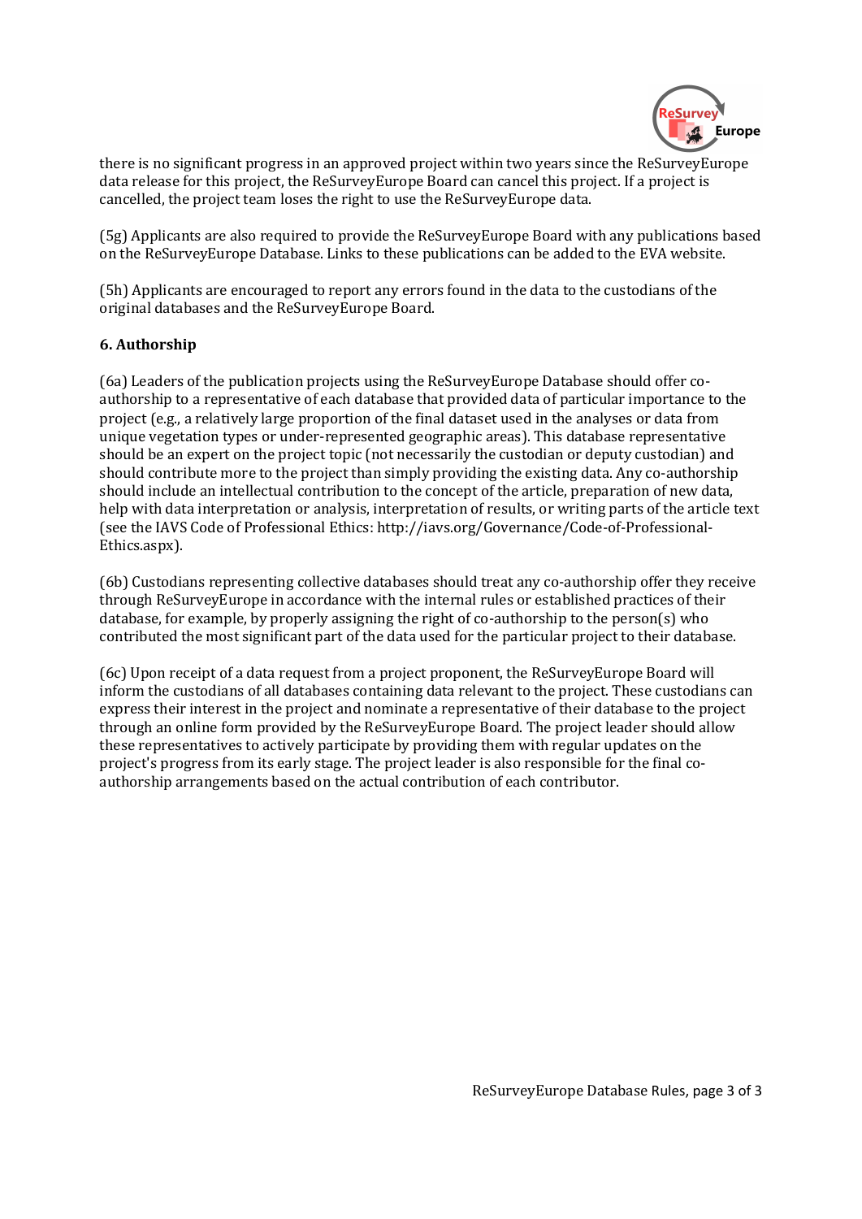there is no significant progress in an approved project within two years since the ReSurveyEurope data release for this project, the ReSurveyEurope Board can cancel this project. If a project is cancelled, the project team loses the right to use the ReSurveyEurope data.

(5g) Applicants are also required to provide the ReSurveyEurope Board with any publications based on the ReSurveyEurope Database. Links to these publications can be added to the EVA website.

(5h) Applicants are encouraged to report any errors found in the data to the custodians of the original databases and the ReSurveyEurope Board.

### 6. Authorship

(6a) Leaders of the publication projects using the ReSurveyEurope Database should offer co-authorship to a representative of each database that provided data of particular importance to the project (e.g., a relatively large proportion of the final dataset used in the analyses or data from unique vegetation types or under-represented geographic areas). This database representative should be an expert on the project topic (not necessarily the custodian or deputy custodian) and should contribute more to the project than simply providing the existing data. Any co-authorship should include an intellectual contribution to the concept of the article, preparation of new data, help with data interpretation or analysis, interpretation of results, or writing parts of the article text (see the IAVS Code of Professional Ethics: http://iavs.org/Governance/Code-of-Professional-Ethics.aspx).

(6b) Custodians representing collective databases should treat any co-authorship offer they receive through ReSurveyEurope in accordance with the internal rules or established practices of their database, for example, by properly assigning the right of co-authorship to the person(s) who contributed the most significant part of the data used for the particular project to their database.

(6c) Upon receipt of a data request from a project proponent, the ReSurveyEurope Board will inform the custodians of all databases containing data relevant to the project. These custodians can express their interest in the project and nominate a representative of their database to the project through an online form provided by the ReSurveyEurope Board. The project leader should allow these representatives to actively participate by providing them with regular updates on the project's progress from its early stage. The project leader is also responsible for the final co-authorship arrangements based on the actual contribution of each contributor.